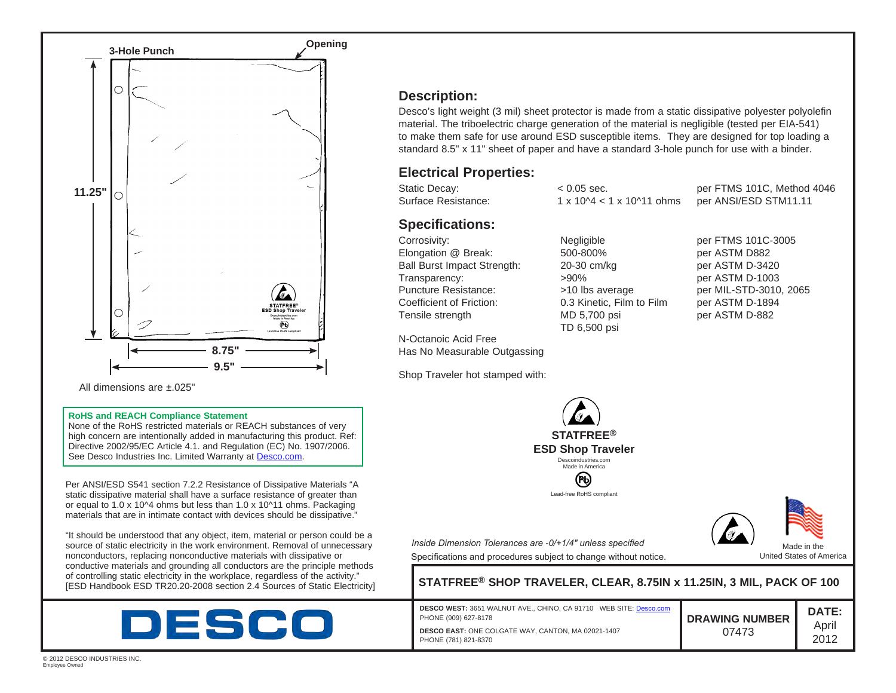3-Hole Punch

Opening

11.25"

8.75"

9.5"

All dimensions are ±.025"

**RoHS and REACH Compliance Statement**

None of the RoHS restricted materials or REACH substances of very high concern are intentionally added in manufacturing this product. Ref: Directive 2002/95/EC Article 4.1. and Regulation (EC) No. 1907/2006. See Desco Industries Inc. Limited Warranty at Desco.com.

Per ANSI/ESD S541 section 7.2.2 Resistance of Dissipative Materials "A static dissipative material shall have a surface resistance of greater than or equal to 1.0 x 10^4 ohms but less than 1.0 x 10^11 ohms. Packaging materials that are in intimate contact with devices should be dissipative."

"It should be understood that any object, item, material or person could be a source of static electricity in the work environment. Removal of unnecessary nonconductors, replacing nonconductive materials with dissipative or conductive materials and grounding all conductors are the principle methods of controlling static electricity in the workplace, regardless of the activity." [ESD Handbook ESD TR20.20-2008 section 2.4 Sources of Static Electricity]

## Description:

Desco's light weight (3 mil) sheet protector is made from a static dissipative polyester polyolefin material. The triboelectric charge generation of the material is negligible (tested per EIA-541) to make them safe for use around ESD susceptible items. They are designed for top loading a standard 8.5" x 11" sheet of paper and have a standard 3-hole punch for use with a binder.

## Electrical Properties:

| | | |
|---|---|---|
| Static Decay: | < 0.05 sec. | per FTMS 101C, Method 4046 |
| Surface Resistance: | 1 x 10^4 < 1 x 10^11 ohms | per ANSI/ESD STM11.11 |

## Specifications:

| | | |
|---|---|---|
| Corrosivity: | Negligible | per FTMS 101C-3005 |
| Elongation @ Break: | 500-800% | per ASTM D882 |
| Ball Burst Impact Strength: | 20-30 cm/kg | per ASTM D-3420 |
| Transparency: | >90% | per ASTM D-1003 |
| Puncture Resistance: | >10 lbs average | per MIL-STD-3010, 2065 |
| Coefficient of Friction: | 0.3 Kinetic, Film to Film | per ASTM D-1894 |
| Tensile strength | MD 5,700 psi<br>TD 6,500 psi | per ASTM D-882 |

N-Octanoic Acid Free
Has No Measurable Outgassing

Shop Traveler hot stamped with:

**STATFREE®**
**ESD Shop Traveler**
Descoindustries.com
Made in America
Lead-free RoHS compliant

*Inside Dimension Tolerances are -0/+1/4" unless specified*

Specifications and procedures subject to change without notice.

Made in the United States of America

**STATFREE® SHOP TRAVELER, CLEAR, 8.75IN x 11.25IN, 3 MIL, PACK OF 100**

DESCO

**DESCO WEST:** 3651 WALNUT AVE., CHINO, CA 91710 WEB SITE: Desco.com
PHONE (909) 627-8178

**DESCO EAST:** ONE COLGATE WAY, CANTON, MA 02021-1407
PHONE (781) 821-8370

**DRAWING NUMBER** 07473

**DATE:** April 2012

© 2012 DESCO INDUSTRIES INC.
Employee Owned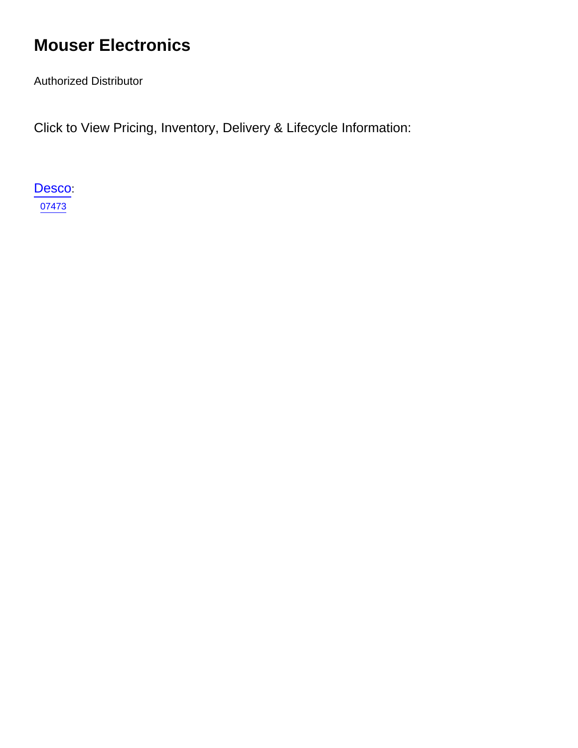# Mouser Electronics

Authorized Distributor

Click to View Pricing, Inventory, Delivery & Lifecycle Information:

Desco:

07473